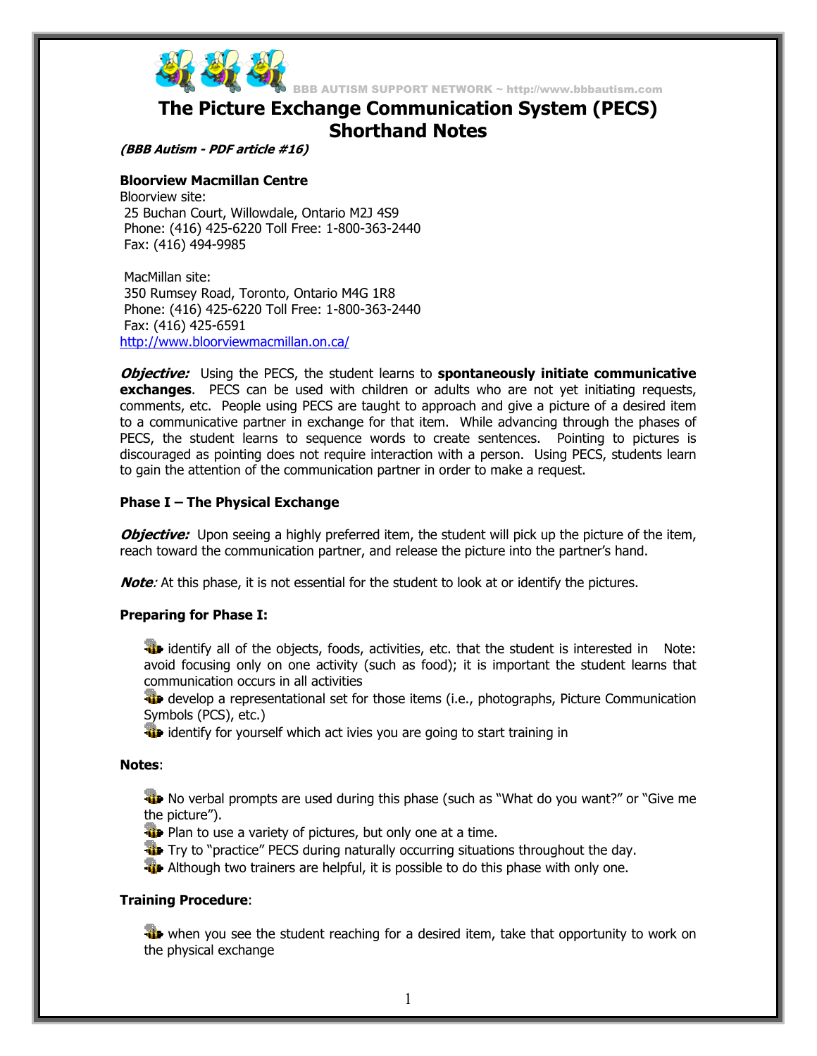BBB AUTISM SUPPORT NETWORK ~ http://www.bbbautism.com

# The Picture Exchange Communication System (PECS) Shorthand Notes

***(BBB Autism - PDF article #16)***

**Bloorview Macmillan Centre**
Bloorview site:
25 Buchan Court, Willowdale, Ontario M2J 4S9
Phone: (416) 425-6220 Toll Free: 1-800-363-2440
Fax: (416) 494-9985

MacMillan site:
350 Rumsey Road, Toronto, Ontario M4G 1R8
Phone: (416) 425-6220 Toll Free: 1-800-363-2440
Fax: (416) 425-6591
http://www.bloorviewmacmillan.on.ca/

***Objective:*** Using the PECS, the student learns to **spontaneously initiate communicative exchanges**. PECS can be used with children or adults who are not yet initiating requests, comments, etc. People using PECS are taught to approach and give a picture of a desired item to a communicative partner in exchange for that item. While advancing through the phases of PECS, the student learns to sequence words to create sentences. Pointing to pictures is discouraged as pointing does not require interaction with a person. Using PECS, students learn to gain the attention of the communication partner in order to make a request.

### Phase I – The Physical Exchange

***Objective:*** Upon seeing a highly preferred item, the student will pick up the picture of the item, reach toward the communication partner, and release the picture into the partner's hand.

***Note**:* At this phase, it is not essential for the student to look at or identify the pictures.

**Preparing for Phase I:**

- identify all of the objects, foods, activities, etc. that the student is interested in Note: avoid focusing only on one activity (such as food); it is important the student learns that communication occurs in all activities
- develop a representational set for those items (i.e., photographs, Picture Communication Symbols (PCS), etc.)
- identify for yourself which act ivies you are going to start training in

**Notes**:

- No verbal prompts are used during this phase (such as "What do you want?" or "Give me the picture").
- Plan to use a variety of pictures, but only one at a time.
- Try to "practice" PECS during naturally occurring situations throughout the day.
- Although two trainers are helpful, it is possible to do this phase with only one.

**Training Procedure**:

- when you see the student reaching for a desired item, take that opportunity to work on the physical exchange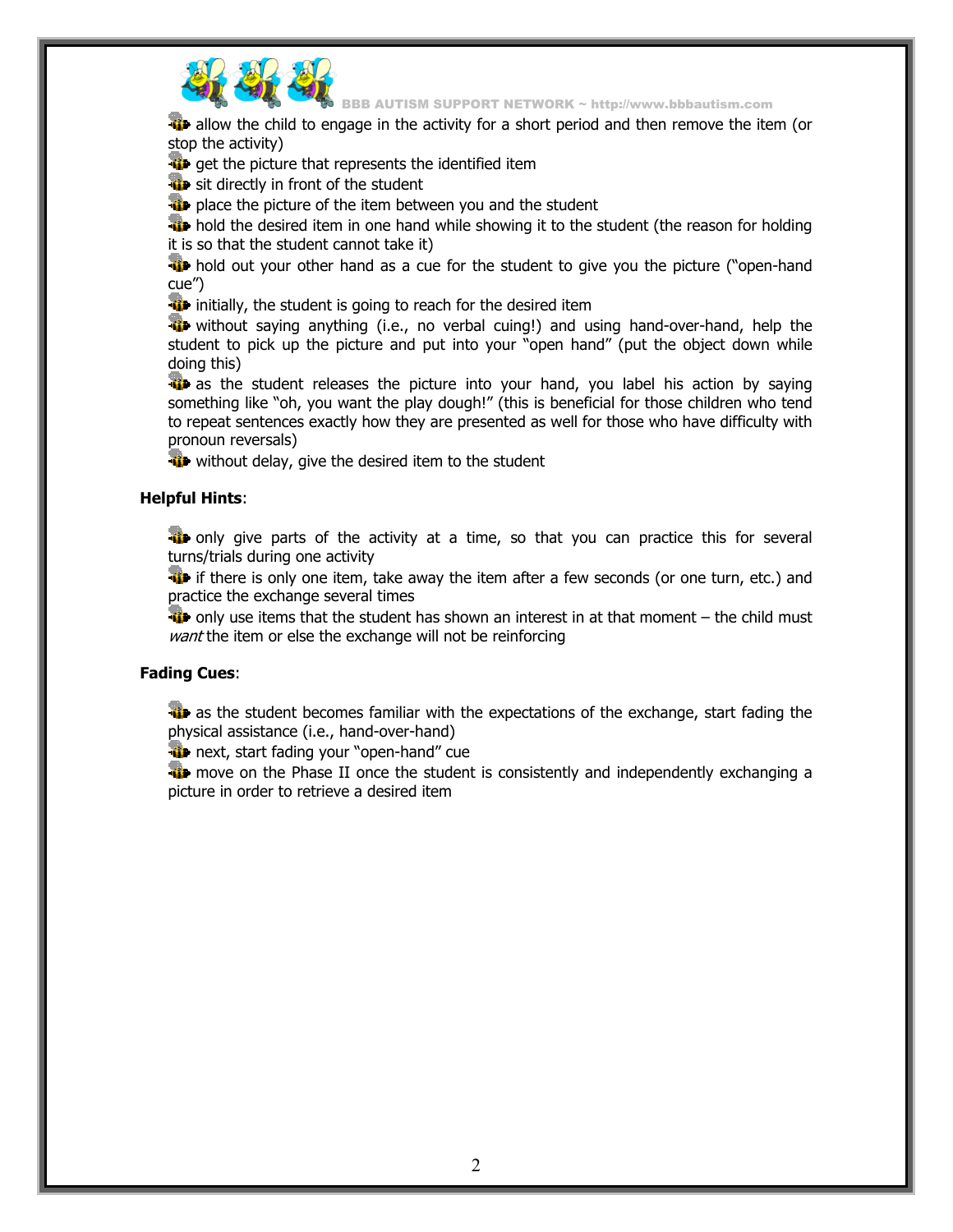- allow the child to engage in the activity for a short period and then remove the item (or stop the activity)
- get the picture that represents the identified item
- sit directly in front of the student
- place the picture of the item between you and the student
- hold the desired item in one hand while showing it to the student (the reason for holding it is so that the student cannot take it)
- hold out your other hand as a cue for the student to give you the picture ("open-hand cue")
- initially, the student is going to reach for the desired item
- without saying anything (i.e., no verbal cuing!) and using hand-over-hand, help the student to pick up the picture and put into your "open hand" (put the object down while doing this)
- as the student releases the picture into your hand, you label his action by saying something like "oh, you want the play dough!" (this is beneficial for those children who tend to repeat sentences exactly how they are presented as well for those who have difficulty with pronoun reversals)
- without delay, give the desired item to the student

**Helpful Hints**:

- only give parts of the activity at a time, so that you can practice this for several turns/trials during one activity
- if there is only one item, take away the item after a few seconds (or one turn, etc.) and practice the exchange several times
- only use items that the student has shown an interest in at that moment – the child must *want* the item or else the exchange will not be reinforcing

**Fading Cues**:

- as the student becomes familiar with the expectations of the exchange, start fading the physical assistance (i.e., hand-over-hand)
- next, start fading your "open-hand" cue
- move on the Phase II once the student is consistently and independently exchanging a picture in order to retrieve a desired item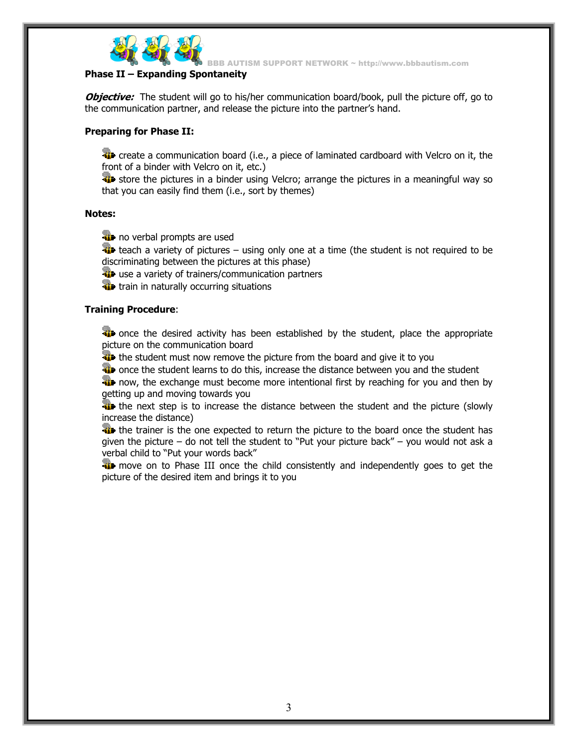## Phase II – Expanding Spontaneity

***Objective:*** The student will go to his/her communication board/book, pull the picture off, go to the communication partner, and release the picture into the partner's hand.

**Preparing for Phase II:**

- create a communication board (i.e., a piece of laminated cardboard with Velcro on it, the front of a binder with Velcro on it, etc.)
- store the pictures in a binder using Velcro; arrange the pictures in a meaningful way so that you can easily find them (i.e., sort by themes)

**Notes:**

- no verbal prompts are used
- teach a variety of pictures – using only one at a time (the student is not required to be discriminating between the pictures at this phase)
- use a variety of trainers/communication partners
- train in naturally occurring situations

**Training Procedure**:

- once the desired activity has been established by the student, place the appropriate picture on the communication board
- the student must now remove the picture from the board and give it to you
- once the student learns to do this, increase the distance between you and the student
- now, the exchange must become more intentional first by reaching for you and then by getting up and moving towards you
- the next step is to increase the distance between the student and the picture (slowly increase the distance)
- the trainer is the one expected to return the picture to the board once the student has given the picture – do not tell the student to "Put your picture back" – you would not ask a verbal child to "Put your words back"
- move on to Phase III once the child consistently and independently goes to get the picture of the desired item and brings it to you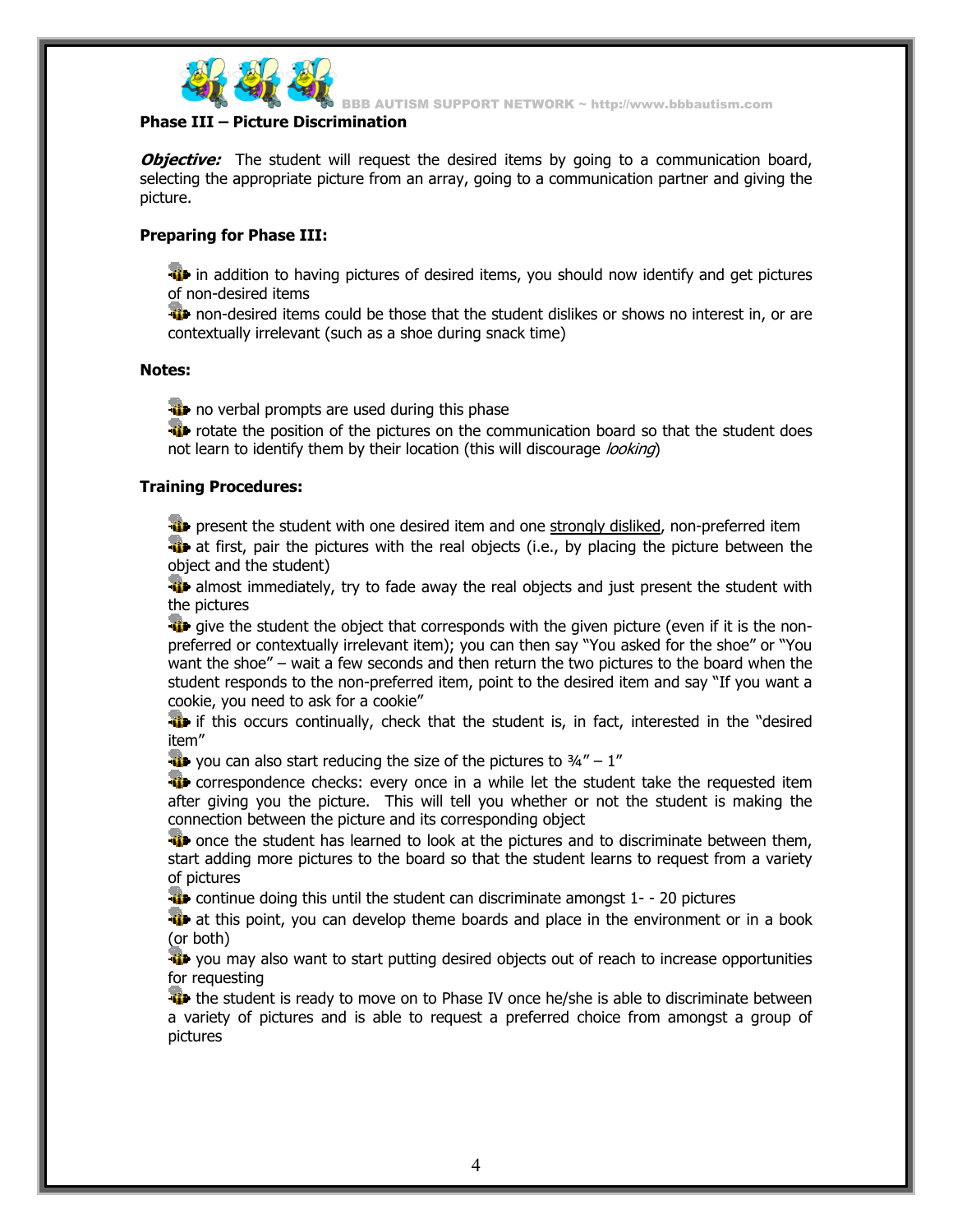## Phase III – Picture Discrimination

***Objective:*** The student will request the desired items by going to a communication board, selecting the appropriate picture from an array, going to a communication partner and giving the picture.

**Preparing for Phase III:**

- in addition to having pictures of desired items, you should now identify and get pictures of non-desired items
- non-desired items could be those that the student dislikes or shows no interest in, or are contextually irrelevant (such as a shoe during snack time)

**Notes:**

- no verbal prompts are used during this phase
- rotate the position of the pictures on the communication board so that the student does not learn to identify them by their location (this will discourage *looking*)

**Training Procedures:**

- present the student with one desired item and one <u>strongly disliked</u>, non-preferred item
- at first, pair the pictures with the real objects (i.e., by placing the picture between the object and the student)
- almost immediately, try to fade away the real objects and just present the student with the pictures
- give the student the object that corresponds with the given picture (even if it is the non-preferred or contextually irrelevant item); you can then say "You asked for the shoe" or "You want the shoe" – wait a few seconds and then return the two pictures to the board when the student responds to the non-preferred item, point to the desired item and say "If you want a cookie, you need to ask for a cookie"
- if this occurs continually, check that the student is, in fact, interested in the "desired item"
- you can also start reducing the size of the pictures to ¾" – 1"
- correspondence checks: every once in a while let the student take the requested item after giving you the picture. This will tell you whether or not the student is making the connection between the picture and its corresponding object
- once the student has learned to look at the pictures and to discriminate between them, start adding more pictures to the board so that the student learns to request from a variety of pictures
- continue doing this until the student can discriminate amongst 1- - 20 pictures
- at this point, you can develop theme boards and place in the environment or in a book (or both)
- you may also want to start putting desired objects out of reach to increase opportunities for requesting
- the student is ready to move on to Phase IV once he/she is able to discriminate between a variety of pictures and is able to request a preferred choice from amongst a group of pictures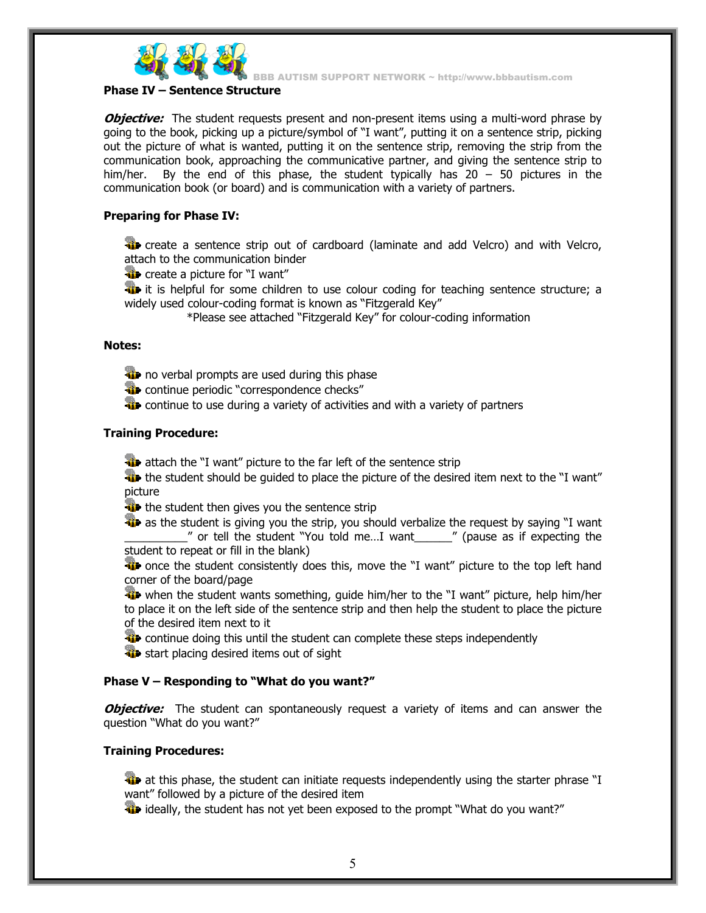**Phase IV – Sentence Structure**

***Objective:*** The student requests present and non-present items using a multi-word phrase by going to the book, picking up a picture/symbol of "I want", putting it on a sentence strip, picking out the picture of what is wanted, putting it on the sentence strip, removing the strip from the communication book, approaching the communicative partner, and giving the sentence strip to him/her. By the end of this phase, the student typically has 20 – 50 pictures in the communication book (or board) and is communication with a variety of partners.

**Preparing for Phase IV:**

- create a sentence strip out of cardboard (laminate and add Velcro) and with Velcro, attach to the communication binder
- create a picture for "I want"
- it is helpful for some children to use colour coding for teaching sentence structure; a widely used colour-coding format is known as "Fitzgerald Key"

  *Please see attached "Fitzgerald Key" for colour-coding information

**Notes:**

- no verbal prompts are used during this phase
- continue periodic "correspondence checks"
- continue to use during a variety of activities and with a variety of partners

**Training Procedure:**

- attach the "I want" picture to the far left of the sentence strip
- the student should be guided to place the picture of the desired item next to the "I want" picture
- the student then gives you the sentence strip
- as the student is giving you the strip, you should verbalize the request by saying "I want __________" or tell the student "You told me…I want______" (pause as if expecting the student to repeat or fill in the blank)
- once the student consistently does this, move the "I want" picture to the top left hand corner of the board/page
- when the student wants something, guide him/her to the "I want" picture, help him/her to place it on the left side of the sentence strip and then help the student to place the picture of the desired item next to it
- continue doing this until the student can complete these steps independently
- start placing desired items out of sight

**Phase V – Responding to "What do you want?"**

***Objective:*** The student can spontaneously request a variety of items and can answer the question "What do you want?"

**Training Procedures:**

- at this phase, the student can initiate requests independently using the starter phrase "I want" followed by a picture of the desired item
- ideally, the student has not yet been exposed to the prompt "What do you want?"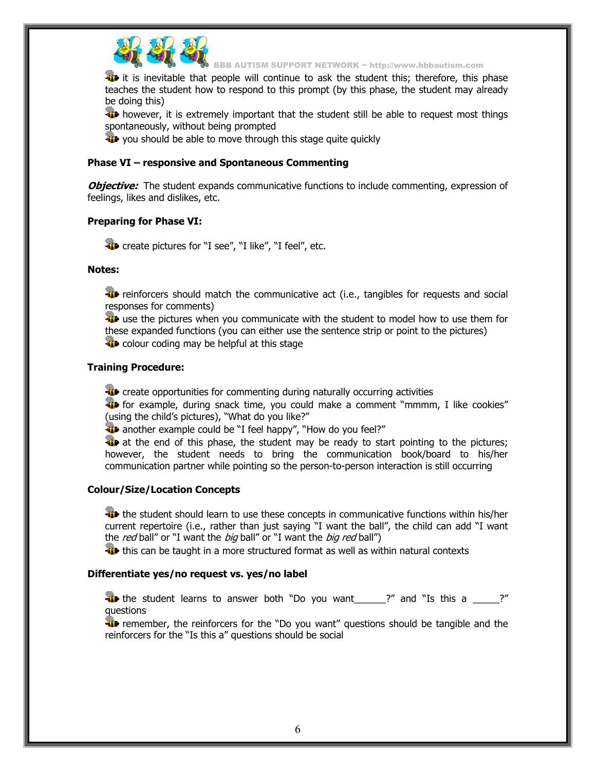- it is inevitable that people will continue to ask the student this; therefore, this phase teaches the student how to respond to this prompt (by this phase, the student may already be doing this)
- however, it is extremely important that the student still be able to request most things spontaneously, without being prompted
- you should be able to move through this stage quite quickly

**Phase VI – responsive and Spontaneous Commenting**

***Objective:*** The student expands communicative functions to include commenting, expression of feelings, likes and dislikes, etc.

**Preparing for Phase VI:**

- create pictures for "I see", "I like", "I feel", etc.

**Notes:**

- reinforcers should match the communicative act (i.e., tangibles for requests and social responses for comments)
- use the pictures when you communicate with the student to model how to use them for these expanded functions (you can either use the sentence strip or point to the pictures)
- colour coding may be helpful at this stage

**Training Procedure:**

- create opportunities for commenting during naturally occurring activities
- for example, during snack time, you could make a comment "mmmm, I like cookies" (using the child's pictures), "What do you like?"
- another example could be "I feel happy", "How do you feel?"
- at the end of this phase, the student may be ready to start pointing to the pictures; however, the student needs to bring the communication book/board to his/her communication partner while pointing so the person-to-person interaction is still occurring

**Colour/Size/Location Concepts**

- the student should learn to use these concepts in communicative functions within his/her current repertoire (i.e., rather than just saying "I want the ball", the child can add "I want the *red* ball" or "I want the *big* ball" or "I want the *big red* ball")
- this can be taught in a more structured format as well as within natural contexts

**Differentiate yes/no request vs. yes/no label**

- the student learns to answer both "Do you want______?" and "Is this a _____?" questions
- remember, the reinforcers for the "Do you want" questions should be tangible and the reinforcers for the "Is this a" questions should be social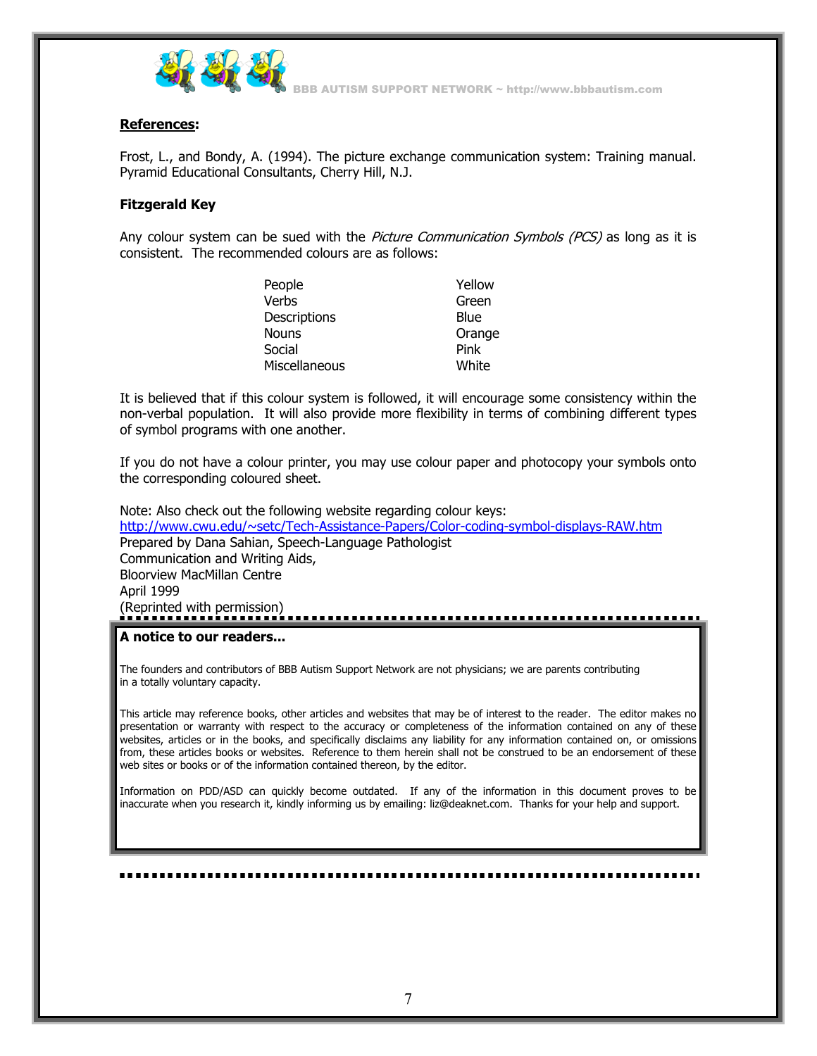**References:**

Frost, L., and Bondy, A. (1994). The picture exchange communication system: Training manual. Pyramid Educational Consultants, Cherry Hill, N.J.

**Fitzgerald Key**

Any colour system can be sued with the *Picture Communication Symbols (PCS)* as long as it is consistent. The recommended colours are as follows:

| | |
|---|---|
| People | Yellow |
| Verbs | Green |
| Descriptions | Blue |
| Nouns | Orange |
| Social | Pink |
| Miscellaneous | White |

It is believed that if this colour system is followed, it will encourage some consistency within the non-verbal population. It will also provide more flexibility in terms of combining different types of symbol programs with one another.

If you do not have a colour printer, you may use colour paper and photocopy your symbols onto the corresponding coloured sheet.

Note: Also check out the following website regarding colour keys:
http://www.cwu.edu/~setc/Tech-Assistance-Papers/Color-coding-symbol-displays-RAW.htm
Prepared by Dana Sahian, Speech-Language Pathologist
Communication and Writing Aids,
Bloorview MacMillan Centre
April 1999
(Reprinted with permission)

**A notice to our readers...**

The founders and contributors of BBB Autism Support Network are not physicians; we are parents contributing in a totally voluntary capacity.

This article may reference books, other articles and websites that may be of interest to the reader. The editor makes no presentation or warranty with respect to the accuracy or completeness of the information contained on any of these websites, articles or in the books, and specifically disclaims any liability for any information contained on, or omissions from, these articles books or websites. Reference to them herein shall not be construed to be an endorsement of these web sites or books or of the information contained thereon, by the editor.

Information on PDD/ASD can quickly become outdated. If any of the information in this document proves to be inaccurate when you research it, kindly informing us by emailing: liz@deaknet.com. Thanks for your help and support.